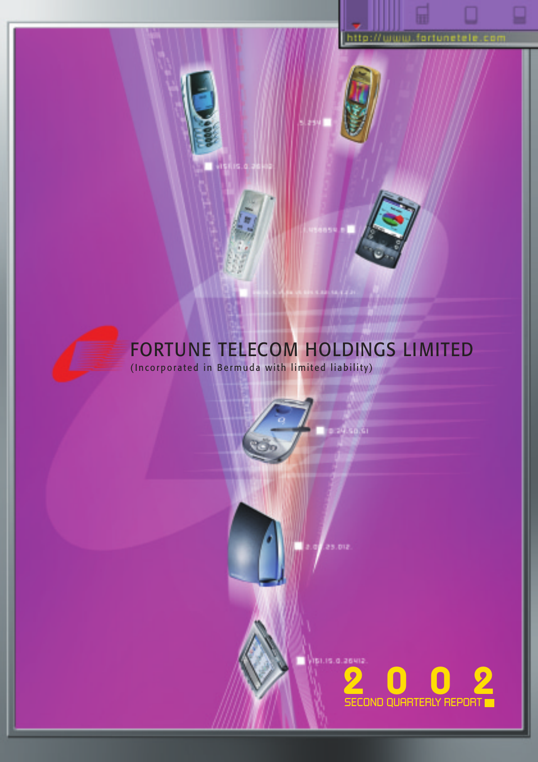# FORTUNE TELECOM HOLDINGS LIMITED

(Incorporated in Bermuda with limited liability)

http://www.fortunetele.com

**2002**

**SECOND QUARTERLY REPORT**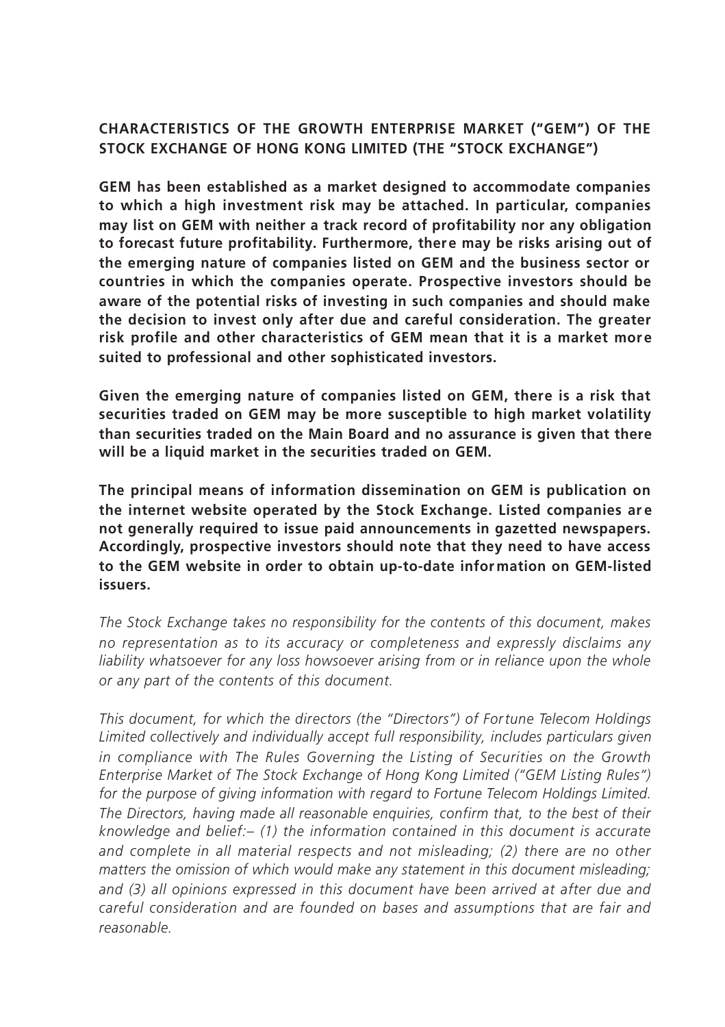## CHARACTERISTICS OF THE GROWTH ENTERPRISE MARKET ("GEM") OF THE STOCK EXCHANGE OF HONG KONG LIMITED (THE "STOCK EXCHANGE")

**GEM has been established as a market designed to accommodate companies to which a high investment risk may be attached. In particular, companies may list on GEM with neither a track record of profitability nor any obligation to forecast future profitability. Furthermore, there may be risks arising out of the emerging nature of companies listed on GEM and the business sector or countries in which the companies operate. Prospective investors should be aware of the potential risks of investing in such companies and should make the decision to invest only after due and careful consideration. The greater risk profile and other characteristics of GEM mean that it is a market more suited to professional and other sophisticated investors.**

**Given the emerging nature of companies listed on GEM, there is a risk that securities traded on GEM may be more susceptible to high market volatility than securities traded on the Main Board and no assurance is given that there will be a liquid market in the securities traded on GEM.**

**The principal means of information dissemination on GEM is publication on the internet website operated by the Stock Exchange. Listed companies are not generally required to issue paid announcements in gazetted newspapers. Accordingly, prospective investors should note that they need to have access to the GEM website in order to obtain up-to-date information on GEM-listed issuers.**

*The Stock Exchange takes no responsibility for the contents of this document, makes no representation as to its accuracy or completeness and expressly disclaims any liability whatsoever for any loss howsoever arising from or in reliance upon the whole or any part of the contents of this document.*

*This document, for which the directors (the "Directors") of Fortune Telecom Holdings Limited collectively and individually accept full responsibility, includes particulars given in compliance with The Rules Governing the Listing of Securities on the Growth Enterprise Market of The Stock Exchange of Hong Kong Limited ("GEM Listing Rules") for the purpose of giving information with regard to Fortune Telecom Holdings Limited. The Directors, having made all reasonable enquiries, confirm that, to the best of their knowledge and belief:– (1) the information contained in this document is accurate and complete in all material respects and not misleading; (2) there are no other matters the omission of which would make any statement in this document misleading; and (3) all opinions expressed in this document have been arrived at after due and careful consideration and are founded on bases and assumptions that are fair and reasonable.*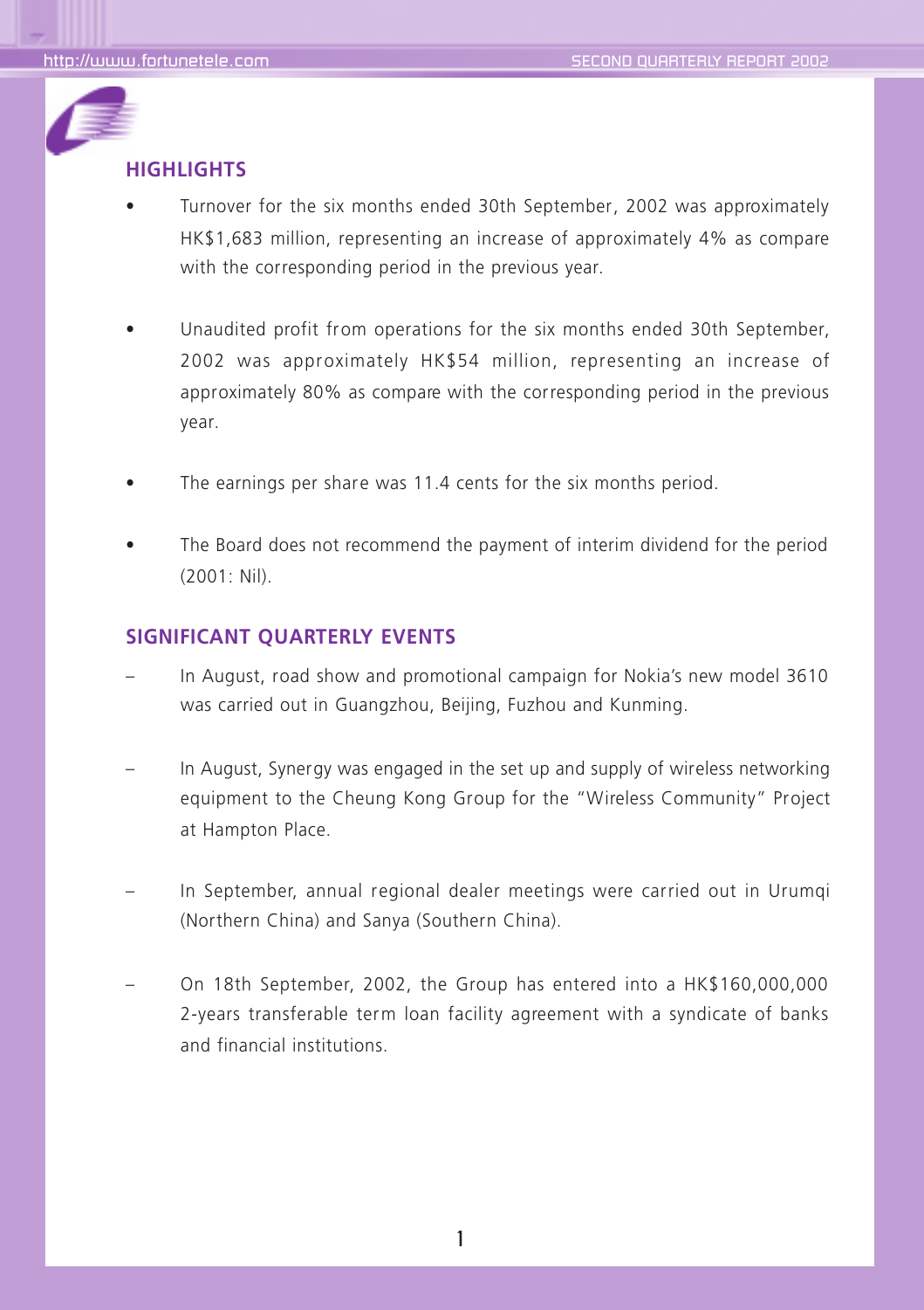## HIGHLIGHTS

- Turnover for the six months ended 30th September, 2002 was approximately HK$1,683 million, representing an increase of approximately 4% as compare with the corresponding period in the previous year.
- Unaudited profit from operations for the six months ended 30th September, 2002 was approximately HK$54 million, representing an increase of approximately 80% as compare with the corresponding period in the previous year.
- The earnings per share was 11.4 cents for the six months period.
- The Board does not recommend the payment of interim dividend for the period (2001: Nil).

## SIGNIFICANT QUARTERLY EVENTS

- In August, road show and promotional campaign for Nokia's new model 3610 was carried out in Guangzhou, Beijing, Fuzhou and Kunming.
- In August, Synergy was engaged in the set up and supply of wireless networking equipment to the Cheung Kong Group for the "Wireless Community" Project at Hampton Place.
- In September, annual regional dealer meetings were carried out in Urumqi (Northern China) and Sanya (Southern China).
- On 18th September, 2002, the Group has entered into a HK$160,000,000 2-years transferable term loan facility agreement with a syndicate of banks and financial institutions.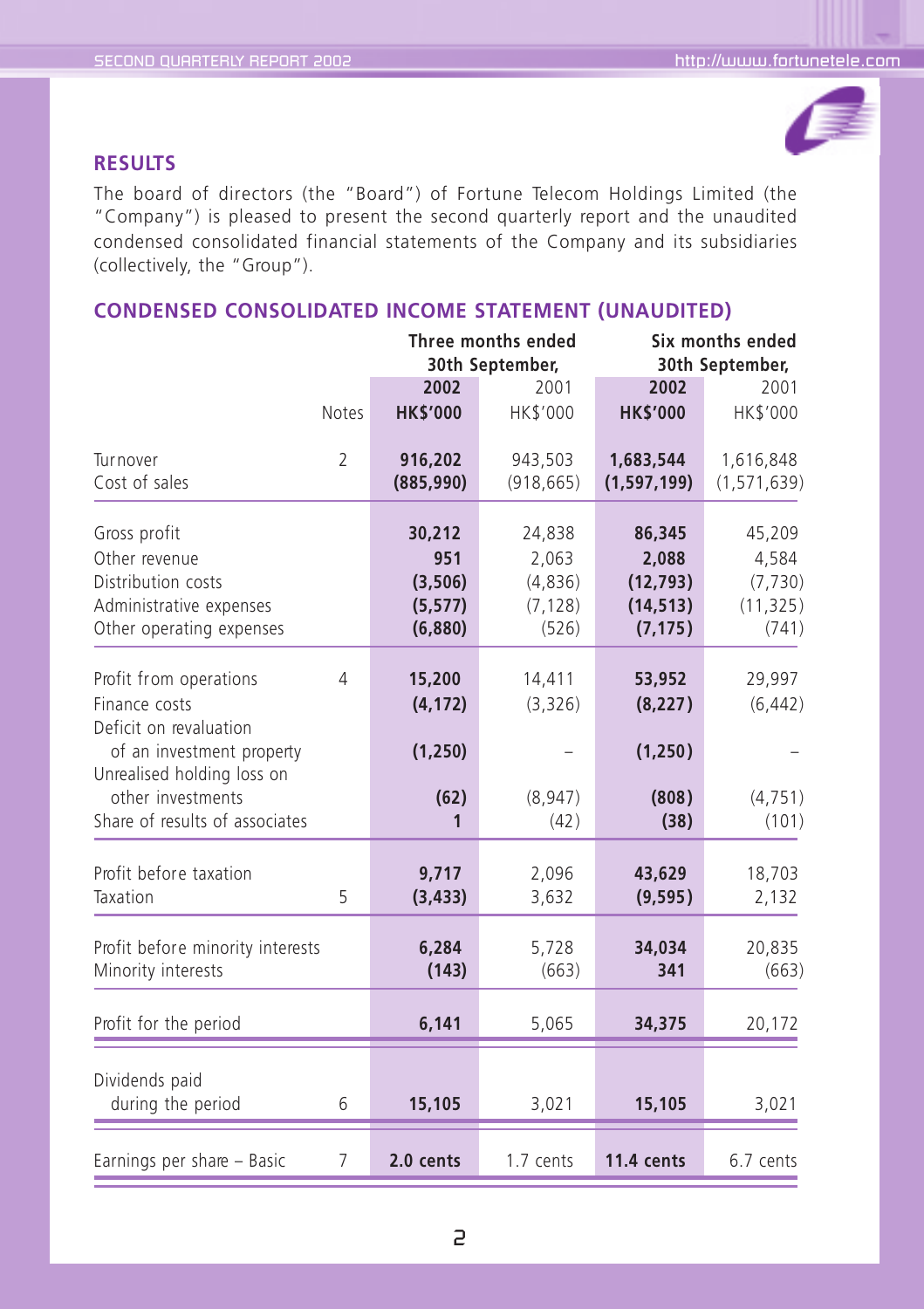## RESULTS

The board of directors (the "Board") of Fortune Telecom Holdings Limited (the "Company") is pleased to present the second quarterly report and the unaudited condensed consolidated financial statements of the Company and its subsidiaries (collectively, the "Group").

## CONDENSED CONSOLIDATED INCOME STATEMENT (UNAUDITED)

| | | Three months ended 30th September, | | Six months ended 30th September, | |
|---|---|---|---|---|---|
| | | **2002** | 2001 | **2002** | 2001 |
| | Notes | **HK$'000** | HK$'000 | **HK$'000** | HK$'000 |
| Turnover | 2 | **916,202** | 943,503 | **1,683,544** | 1,616,848 |
| Cost of sales | | **(885,990)** | (918,665) | **(1,597,199)** | (1,571,639) |
| Gross profit | | **30,212** | 24,838 | **86,345** | 45,209 |
| Other revenue | | **951** | 2,063 | **2,088** | 4,584 |
| Distribution costs | | **(3,506)** | (4,836) | **(12,793)** | (7,730) |
| Administrative expenses | | **(5,577)** | (7,128) | **(14,513)** | (11,325) |
| Other operating expenses | | **(6,880)** | (526) | **(7,175)** | (741) |
| Profit from operations | 4 | **15,200** | 14,411 | **53,952** | 29,997 |
| Finance costs | | **(4,172)** | (3,326) | **(8,227)** | (6,442) |
| Deficit on revaluation of an investment property | | **(1,250)** | – | **(1,250)** | – |
| Unrealised holding loss on other investments | | **(62)** | (8,947) | **(808)** | (4,751) |
| Share of results of associates | | **1** | (42) | **(38)** | (101) |
| Profit before taxation | | **9,717** | 2,096 | **43,629** | 18,703 |
| Taxation | 5 | **(3,433)** | 3,632 | **(9,595)** | 2,132 |
| Profit before minority interests | | **6,284** | 5,728 | **34,034** | 20,835 |
| Minority interests | | **(143)** | (663) | **341** | (663) |
| Profit for the period | | **6,141** | 5,065 | **34,375** | 20,172 |
| Dividends paid during the period | 6 | **15,105** | 3,021 | **15,105** | 3,021 |
| Earnings per share – Basic | 7 | **2.0 cents** | 1.7 cents | **11.4 cents** | 6.7 cents |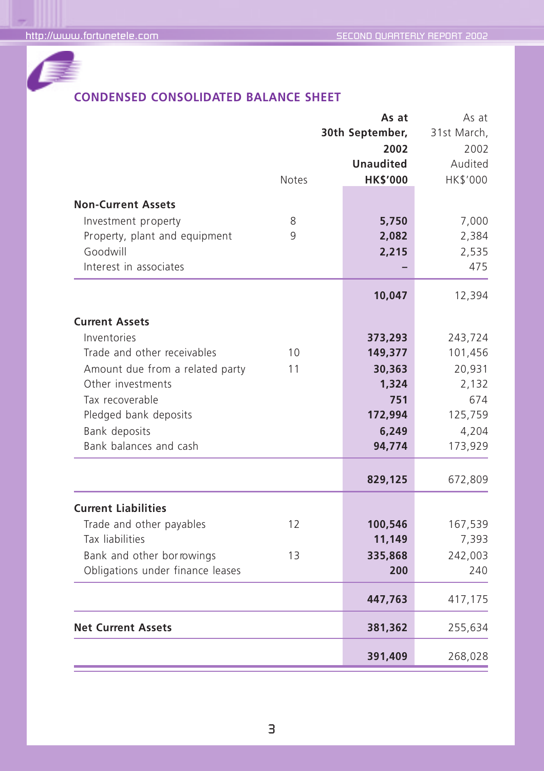## CONDENSED CONSOLIDATED BALANCE SHEET

| | Notes | As at 30th September, 2002 Unaudited HK$'000 | As at 31st March, 2002 Audited HK$'000 |
|---|---|---|---|
| **Non-Current Assets** | | | |
| Investment property | 8 | **5,750** | 7,000 |
| Property, plant and equipment | 9 | **2,082** | 2,384 |
| Goodwill | | **2,215** | 2,535 |
| Interest in associates | | **–** | 475 |
| | | **10,047** | 12,394 |
| **Current Assets** | | | |
| Inventories | | **373,293** | 243,724 |
| Trade and other receivables | 10 | **149,377** | 101,456 |
| Amount due from a related party | 11 | **30,363** | 20,931 |
| Other investments | | **1,324** | 2,132 |
| Tax recoverable | | **751** | 674 |
| Pledged bank deposits | | **172,994** | 125,759 |
| Bank deposits | | **6,249** | 4,204 |
| Bank balances and cash | | **94,774** | 173,929 |
| | | **829,125** | 672,809 |
| **Current Liabilities** | | | |
| Trade and other payables | 12 | **100,546** | 167,539 |
| Tax liabilities | | **11,149** | 7,393 |
| Bank and other borrowings | 13 | **335,868** | 242,003 |
| Obligations under finance leases | | **200** | 240 |
| | | **447,763** | 417,175 |
| **Net Current Assets** | | **381,362** | 255,634 |
| | | **391,409** | 268,028 |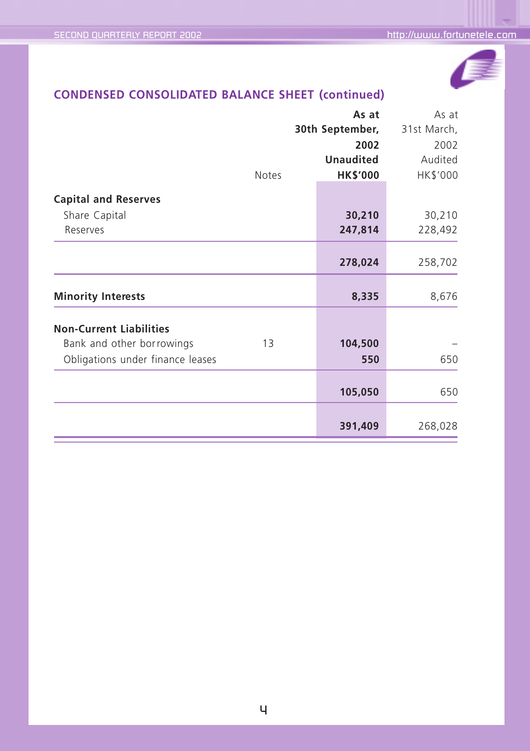## CONDENSED CONSOLIDATED BALANCE SHEET (continued)

| | Notes | As at 30th September, 2002 Unaudited HK$'000 | As at 31st March, 2002 Audited HK$'000 |
|---|---|---|---|
| **Capital and Reserves** | | | |
| Share Capital | | **30,210** | 30,210 |
| Reserves | | **247,814** | 228,492 |
| | | **278,024** | 258,702 |
| **Minority Interests** | | **8,335** | 8,676 |
| **Non-Current Liabilities** | | | |
| Bank and other borrowings | 13 | **104,500** | – |
| Obligations under finance leases | | **550** | 650 |
| | | **105,050** | 650 |
| | | **391,409** | 268,028 |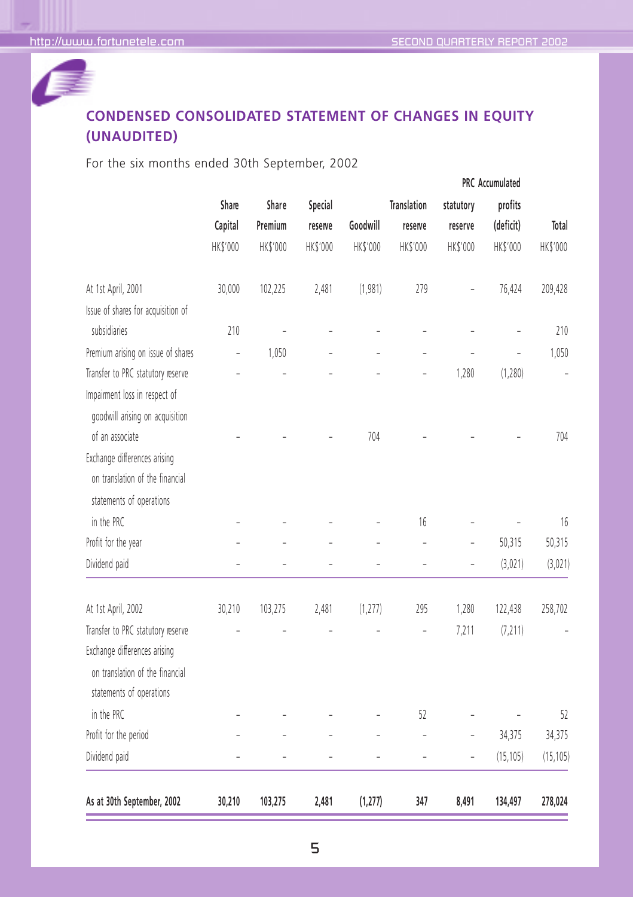## CONDENSED CONSOLIDATED STATEMENT OF CHANGES IN EQUITY (UNAUDITED)

For the six months ended 30th September, 2002

| | Share Capital | Share Premium | Special reserve | Goodwill | Translation reserve | PRC statutory reserve | Accumulated profits (deficit) | Total |
|---|---|---|---|---|---|---|---|---|
| | HK$'000 | HK$'000 | HK$'000 | HK$'000 | HK$'000 | HK$'000 | HK$'000 | HK$'000 |
| At 1st April, 2001 | 30,000 | 102,225 | 2,481 | (1,981) | 279 | – | 76,424 | 209,428 |
| Issue of shares for acquisition of subsidiaries | 210 | – | – | – | – | – | – | 210 |
| Premium arising on issue of shares | – | 1,050 | – | – | – | – | – | 1,050 |
| Transfer to PRC statutory reserve | – | – | – | – | – | 1,280 | (1,280) | – |
| Impairment loss in respect of goodwill arising on acquisition of an associate | – | – | – | 704 | – | – | – | 704 |
| Exchange differences arising on translation of the financial statements of operations in the PRC | – | – | – | – | 16 | – | – | 16 |
| Profit for the year | – | – | – | – | – | – | 50,315 | 50,315 |
| Dividend paid | – | – | – | – | – | – | (3,021) | (3,021) |
| At 1st April, 2002 | 30,210 | 103,275 | 2,481 | (1,277) | 295 | 1,280 | 122,438 | 258,702 |
| Transfer to PRC statutory reserve | – | – | – | – | – | 7,211 | (7,211) | – |
| Exchange differences arising on translation of the financial statements of operations in the PRC | – | – | – | – | 52 | – | – | 52 |
| Profit for the period | – | – | – | – | – | – | 34,375 | 34,375 |
| Dividend paid | – | – | – | – | – | – | (15,105) | (15,105) |
| **As at 30th September, 2002** | **30,210** | **103,275** | **2,481** | **(1,277)** | **347** | **8,491** | **134,497** | **278,024** |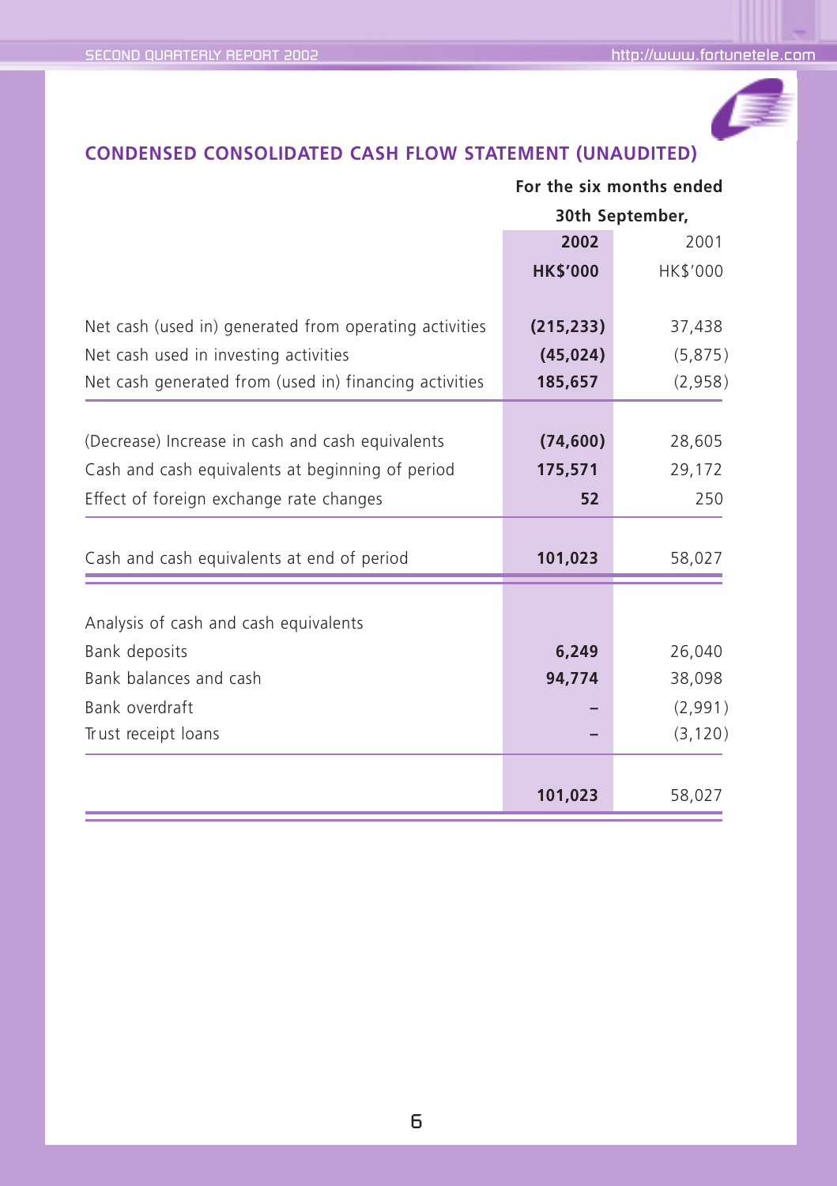## CONDENSED CONSOLIDATED CASH FLOW STATEMENT (UNAUDITED)

| | For the six months ended 30th September, | |
|---|---|---|
| | **2002** | 2001 |
| | **HK$'000** | HK$'000 |
| Net cash (used in) generated from operating activities | **(215,233)** | 37,438 |
| Net cash used in investing activities | **(45,024)** | (5,875) |
| Net cash generated from (used in) financing activities | **185,657** | (2,958) |
| (Decrease) Increase in cash and cash equivalents | **(74,600)** | 28,605 |
| Cash and cash equivalents at beginning of period | **175,571** | 29,172 |
| Effect of foreign exchange rate changes | **52** | 250 |
| Cash and cash equivalents at end of period | **101,023** | 58,027 |
| Analysis of cash and cash equivalents | | |
| Bank deposits | **6,249** | 26,040 |
| Bank balances and cash | **94,774** | 38,098 |
| Bank overdraft | **–** | (2,991) |
| Trust receipt loans | **–** | (3,120) |
| | **101,023** | 58,027 |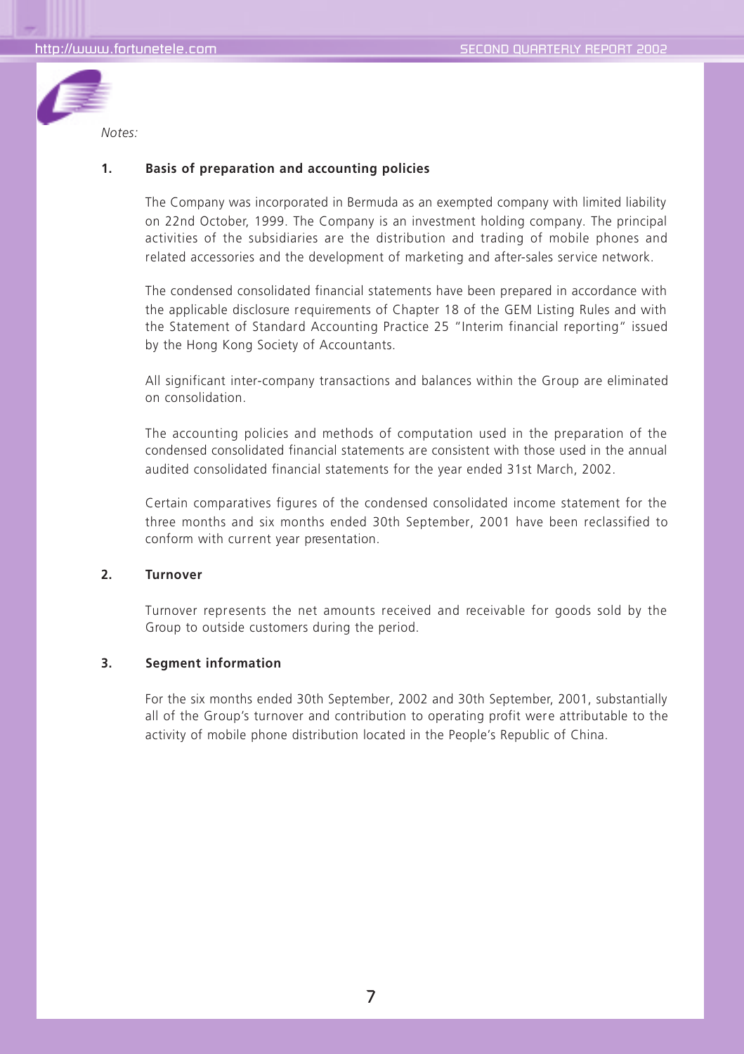*Notes:*

**1. Basis of preparation and accounting policies**

The Company was incorporated in Bermuda as an exempted company with limited liability on 22nd October, 1999. The Company is an investment holding company. The principal activities of the subsidiaries are the distribution and trading of mobile phones and related accessories and the development of marketing and after-sales service network.

The condensed consolidated financial statements have been prepared in accordance with the applicable disclosure requirements of Chapter 18 of the GEM Listing Rules and with the Statement of Standard Accounting Practice 25 "Interim financial reporting" issued by the Hong Kong Society of Accountants.

All significant inter-company transactions and balances within the Group are eliminated on consolidation.

The accounting policies and methods of computation used in the preparation of the condensed consolidated financial statements are consistent with those used in the annual audited consolidated financial statements for the year ended 31st March, 2002.

Certain comparatives figures of the condensed consolidated income statement for the three months and six months ended 30th September, 2001 have been reclassified to conform with current year presentation.

**2. Turnover**

Turnover represents the net amounts received and receivable for goods sold by the Group to outside customers during the period.

**3. Segment information**

For the six months ended 30th September, 2002 and 30th September, 2001, substantially all of the Group's turnover and contribution to operating profit were attributable to the activity of mobile phone distribution located in the People's Republic of China.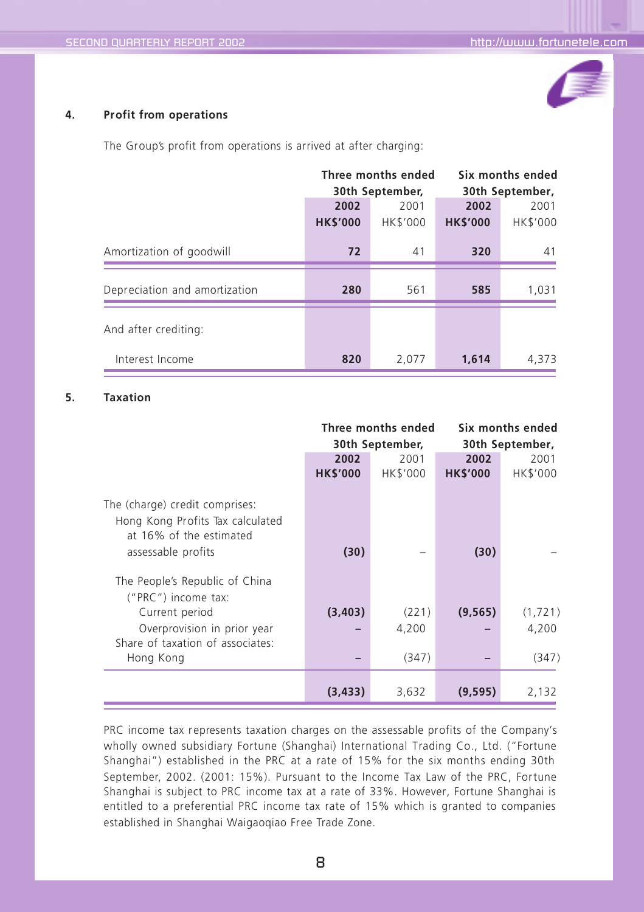## 4. Profit from operations

The Group's profit from operations is arrived at after charging:

| | Three months ended 30th September, | | Six months ended 30th September, | |
|---|---|---|---|---|
| | **2002** | 2001 | **2002** | 2001 |
| | **HK$'000** | HK$'000 | **HK$'000** | HK$'000 |
| Amortization of goodwill | **72** | 41 | **320** | 41 |
| Depreciation and amortization | **280** | 561 | **585** | 1,031 |
| And after crediting: | | | | |
| Interest Income | **820** | 2,077 | **1,614** | 4,373 |

## 5. Taxation

| | Three months ended 30th September, | | Six months ended 30th September, | |
|---|---|---|---|---|
| | **2002** | 2001 | **2002** | 2001 |
| | **HK$'000** | HK$'000 | **HK$'000** | HK$'000 |
| The (charge) credit comprises: | | | | |
| Hong Kong Profits Tax calculated at 16% of the estimated assessable profits | **(30)** | – | **(30)** | – |
| The People's Republic of China ("PRC") income tax: | | | | |
| Current period | **(3,403)** | (221) | **(9,565)** | (1,721) |
| Overprovision in prior year | **–** | 4,200 | **–** | 4,200 |
| Share of taxation of associates: Hong Kong | **–** | (347) | **–** | (347) |
| | **(3,433)** | 3,632 | **(9,595)** | 2,132 |

PRC income tax represents taxation charges on the assessable profits of the Company's wholly owned subsidiary Fortune (Shanghai) International Trading Co., Ltd. ("Fortune Shanghai") established in the PRC at a rate of 15% for the six months ending 30th September, 2002. (2001: 15%). Pursuant to the Income Tax Law of the PRC, Fortune Shanghai is subject to PRC income tax at a rate of 33%. However, Fortune Shanghai is entitled to a preferential PRC income tax rate of 15% which is granted to companies established in Shanghai Waigaoqiao Free Trade Zone.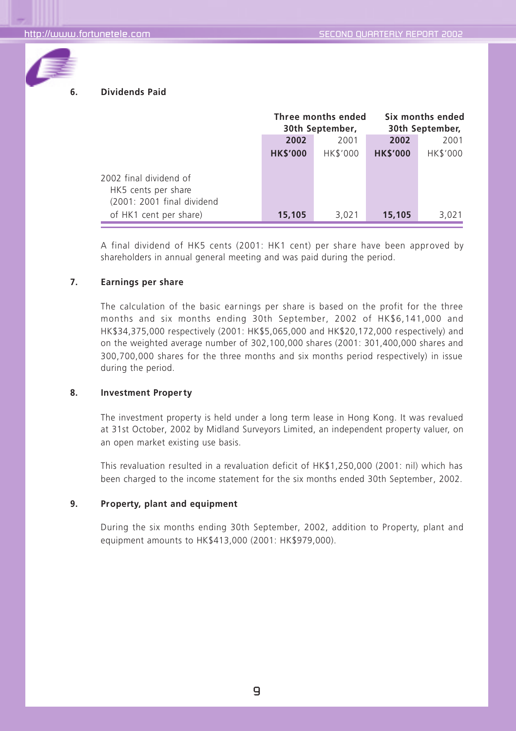## 6. Dividends Paid

| | Three months ended 30th September, | | Six months ended 30th September, | |
|---|---|---|---|---|
| | **2002** | 2001 | **2002** | 2001 |
| | **HK$'000** | HK$'000 | **HK$'000** | HK$'000 |
| 2002 final dividend of HK5 cents per share (2001: 2001 final dividend of HK1 cent per share) | **15,105** | 3,021 | **15,105** | 3,021 |

A final dividend of HK5 cents (2001: HK1 cent) per share have been approved by shareholders in annual general meeting and was paid during the period.

## 7. Earnings per share

The calculation of the basic earnings per share is based on the profit for the three months and six months ending 30th September, 2002 of HK$6,141,000 and HK$34,375,000 respectively (2001: HK$5,065,000 and HK$20,172,000 respectively) and on the weighted average number of 302,100,000 shares (2001: 301,400,000 shares and 300,700,000 shares for the three months and six months period respectively) in issue during the period.

## 8. Investment Property

The investment property is held under a long term lease in Hong Kong. It was revalued at 31st October, 2002 by Midland Surveyors Limited, an independent property valuer, on an open market existing use basis.

This revaluation resulted in a revaluation deficit of HK$1,250,000 (2001: nil) which has been charged to the income statement for the six months ended 30th September, 2002.

## 9. Property, plant and equipment

During the six months ending 30th September, 2002, addition to Property, plant and equipment amounts to HK$413,000 (2001: HK$979,000).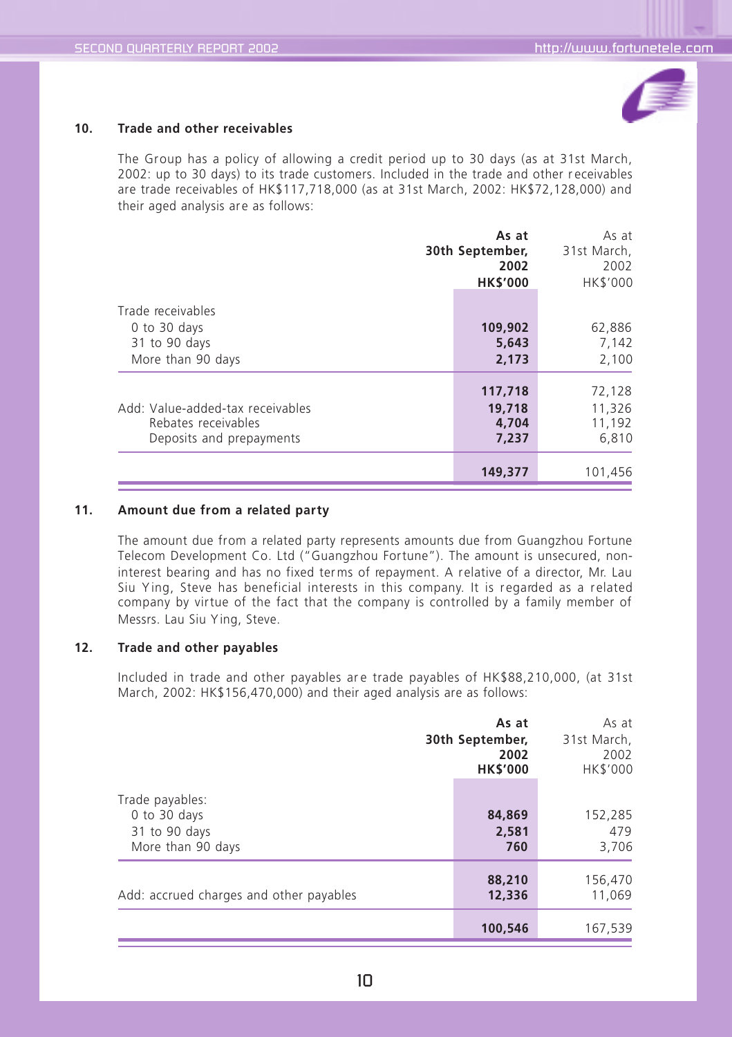## 10. Trade and other receivables

The Group has a policy of allowing a credit period up to 30 days (as at 31st March, 2002: up to 30 days) to its trade customers. Included in the trade and other receivables are trade receivables of HK$117,718,000 (as at 31st March, 2002: HK$72,128,000) and their aged analysis are as follows:

| | **As at 30th September, 2002 HK$'000** | As at 31st March, 2002 HK$'000 |
|---|---|---|
| Trade receivables | | |
| 0 to 30 days | **109,902** | 62,886 |
| 31 to 90 days | **5,643** | 7,142 |
| More than 90 days | **2,173** | 2,100 |
| | **117,718** | 72,128 |
| Add: Value-added-tax receivables | **19,718** | 11,326 |
| Rebates receivables | **4,704** | 11,192 |
| Deposits and prepayments | **7,237** | 6,810 |
| | **149,377** | 101,456 |

## 11. Amount due from a related party

The amount due from a related party represents amounts due from Guangzhou Fortune Telecom Development Co. Ltd ("Guangzhou Fortune"). The amount is unsecured, non-interest bearing and has no fixed terms of repayment. A relative of a director, Mr. Lau Siu Ying, Steve has beneficial interests in this company. It is regarded as a related company by virtue of the fact that the company is controlled by a family member of Messrs. Lau Siu Ying, Steve.

## 12. Trade and other payables

Included in trade and other payables are trade payables of HK$88,210,000, (at 31st March, 2002: HK$156,470,000) and their aged analysis are as follows:

| | **As at 30th September, 2002 HK$'000** | As at 31st March, 2002 HK$'000 |
|---|---|---|
| Trade payables: | | |
| 0 to 30 days | **84,869** | 152,285 |
| 31 to 90 days | **2,581** | 479 |
| More than 90 days | **760** | 3,706 |
| | **88,210** | 156,470 |
| Add: accrued charges and other payables | **12,336** | 11,069 |
| | **100,546** | 167,539 |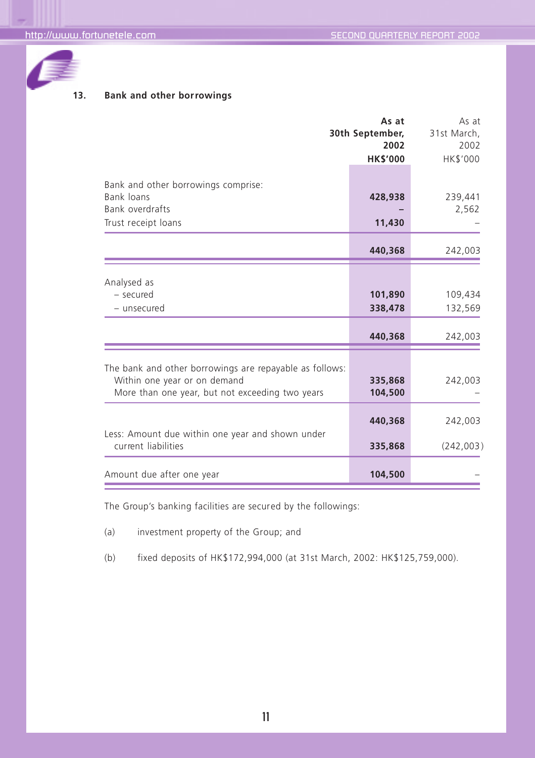## 13. Bank and other borrowings

| | **As at 30th September, 2002** | As at 31st March, 2002 |
|---|---|---|
| | **HK$'000** | HK$'000 |
| Bank and other borrowings comprise: | | |
| Bank loans | **428,938** | 239,441 |
| Bank overdrafts | **–** | 2,562 |
| Trust receipt loans | **11,430** | – |
| | **440,368** | 242,003 |
| Analysed as | | |
| – secured | **101,890** | 109,434 |
| – unsecured | **338,478** | 132,569 |
| | **440,368** | 242,003 |
| The bank and other borrowings are repayable as follows: | | |
| Within one year or on demand | **335,868** | 242,003 |
| More than one year, but not exceeding two years | **104,500** | – |
| | **440,368** | 242,003 |
| Less: Amount due within one year and shown under current liabilities | **335,868** | (242,003) |
| Amount due after one year | **104,500** | – |

The Group's banking facilities are secured by the followings:

(a) investment property of the Group; and

(b) fixed deposits of HK$172,994,000 (at 31st March, 2002: HK$125,759,000).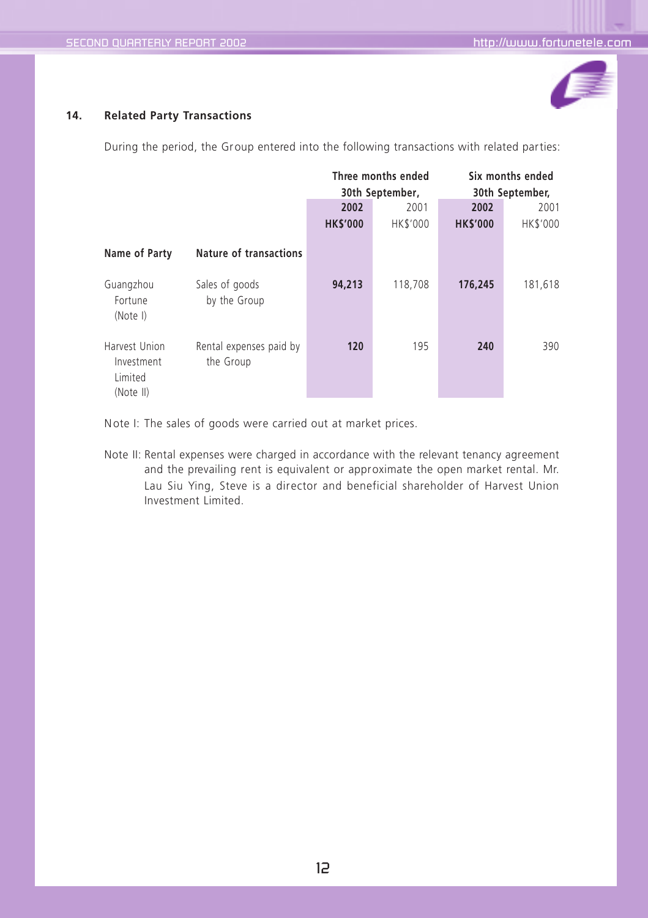## 14. Related Party Transactions

During the period, the Group entered into the following transactions with related parties:

| | | Three months ended 30th September, | | Six months ended 30th September, | |
|---|---|---|---|---|---|
| | | **2002** | 2001 | **2002** | 2001 |
| | | **HK$'000** | HK$'000 | **HK$'000** | HK$'000 |
| **Name of Party** | **Nature of transactions** | | | | |
| Guangzhou Fortune (Note I) | Sales of goods by the Group | **94,213** | 118,708 | **176,245** | 181,618 |
| Harvest Union Investment Limited (Note II) | Rental expenses paid by the Group | **120** | 195 | **240** | 390 |

Note I: The sales of goods were carried out at market prices.

Note II: Rental expenses were charged in accordance with the relevant tenancy agreement and the prevailing rent is equivalent or approximate the open market rental. Mr. Lau Siu Ying, Steve is a director and beneficial shareholder of Harvest Union Investment Limited.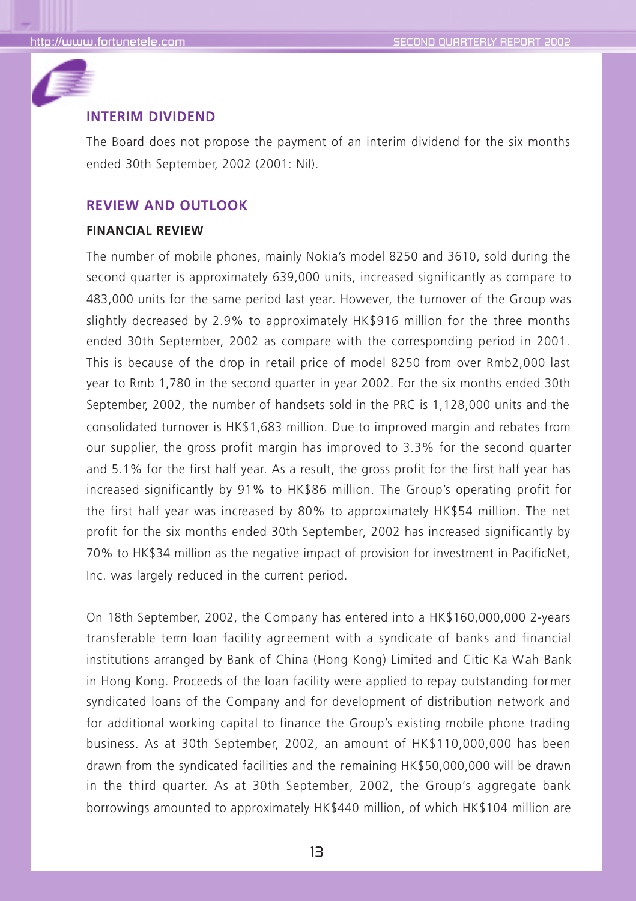## INTERIM DIVIDEND

The Board does not propose the payment of an interim dividend for the six months ended 30th September, 2002 (2001: Nil).

## REVIEW AND OUTLOOK

### FINANCIAL REVIEW

The number of mobile phones, mainly Nokia's model 8250 and 3610, sold during the second quarter is approximately 639,000 units, increased significantly as compare to 483,000 units for the same period last year. However, the turnover of the Group was slightly decreased by 2.9% to approximately HK$916 million for the three months ended 30th September, 2002 as compare with the corresponding period in 2001. This is because of the drop in retail price of model 8250 from over Rmb2,000 last year to Rmb 1,780 in the second quarter in year 2002. For the six months ended 30th September, 2002, the number of handsets sold in the PRC is 1,128,000 units and the consolidated turnover is HK$1,683 million. Due to improved margin and rebates from our supplier, the gross profit margin has improved to 3.3% for the second quarter and 5.1% for the first half year. As a result, the gross profit for the first half year has increased significantly by 91% to HK$86 million. The Group's operating profit for the first half year was increased by 80% to approximately HK$54 million. The net profit for the six months ended 30th September, 2002 has increased significantly by 70% to HK$34 million as the negative impact of provision for investment in PacificNet, Inc. was largely reduced in the current period.

On 18th September, 2002, the Company has entered into a HK$160,000,000 2-years transferable term loan facility agreement with a syndicate of banks and financial institutions arranged by Bank of China (Hong Kong) Limited and Citic Ka Wah Bank in Hong Kong. Proceeds of the loan facility were applied to repay outstanding former syndicated loans of the Company and for development of distribution network and for additional working capital to finance the Group's existing mobile phone trading business. As at 30th September, 2002, an amount of HK$110,000,000 has been drawn from the syndicated facilities and the remaining HK$50,000,000 will be drawn in the third quarter. As at 30th September, 2002, the Group's aggregate bank borrowings amounted to approximately HK$440 million, of which HK$104 million are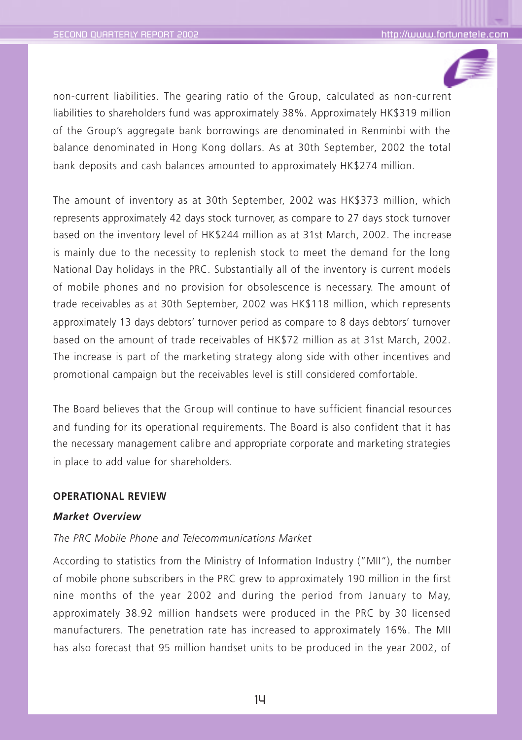non-current liabilities. The gearing ratio of the Group, calculated as non-current liabilities to shareholders fund was approximately 38%. Approximately HK$319 million of the Group's aggregate bank borrowings are denominated in Renminbi with the balance denominated in Hong Kong dollars. As at 30th September, 2002 the total bank deposits and cash balances amounted to approximately HK$274 million.

The amount of inventory as at 30th September, 2002 was HK$373 million, which represents approximately 42 days stock turnover, as compare to 27 days stock turnover based on the inventory level of HK$244 million as at 31st March, 2002. The increase is mainly due to the necessity to replenish stock to meet the demand for the long National Day holidays in the PRC. Substantially all of the inventory is current models of mobile phones and no provision for obsolescence is necessary. The amount of trade receivables as at 30th September, 2002 was HK$118 million, which represents approximately 13 days debtors' turnover period as compare to 8 days debtors' turnover based on the amount of trade receivables of HK$72 million as at 31st March, 2002. The increase is part of the marketing strategy along side with other incentives and promotional campaign but the receivables level is still considered comfortable.

The Board believes that the Group will continue to have sufficient financial resources and funding for its operational requirements. The Board is also confident that it has the necessary management calibre and appropriate corporate and marketing strategies in place to add value for shareholders.

## OPERATIONAL REVIEW

### *Market Overview*

*The PRC Mobile Phone and Telecommunications Market*

According to statistics from the Ministry of Information Industry ("MII"), the number of mobile phone subscribers in the PRC grew to approximately 190 million in the first nine months of the year 2002 and during the period from January to May, approximately 38.92 million handsets were produced in the PRC by 30 licensed manufacturers. The penetration rate has increased to approximately 16%. The MII has also forecast that 95 million handset units to be produced in the year 2002, of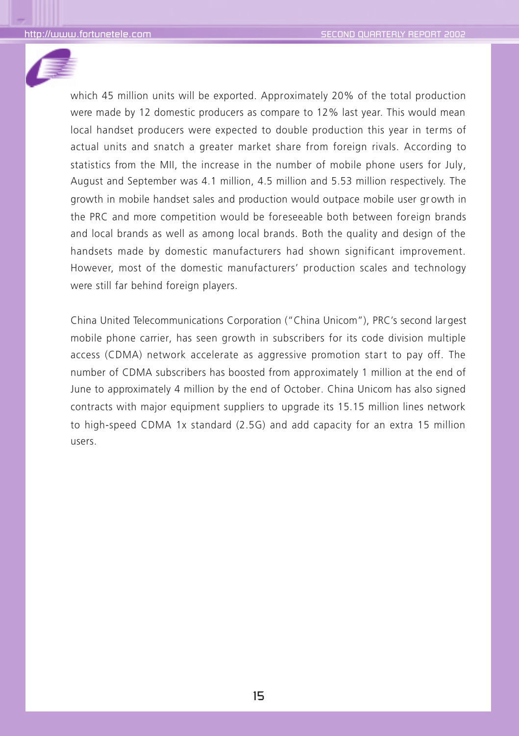which 45 million units will be exported. Approximately 20% of the total production were made by 12 domestic producers as compare to 12% last year. This would mean local handset producers were expected to double production this year in terms of actual units and snatch a greater market share from foreign rivals. According to statistics from the MII, the increase in the number of mobile phone users for July, August and September was 4.1 million, 4.5 million and 5.53 million respectively. The growth in mobile handset sales and production would outpace mobile user growth in the PRC and more competition would be foreseeable both between foreign brands and local brands as well as among local brands. Both the quality and design of the handsets made by domestic manufacturers had shown significant improvement. However, most of the domestic manufacturers' production scales and technology were still far behind foreign players.

China United Telecommunications Corporation ("China Unicom"), PRC's second largest mobile phone carrier, has seen growth in subscribers for its code division multiple access (CDMA) network accelerate as aggressive promotion start to pay off. The number of CDMA subscribers has boosted from approximately 1 million at the end of June to approximately 4 million by the end of October. China Unicom has also signed contracts with major equipment suppliers to upgrade its 15.15 million lines network to high-speed CDMA 1x standard (2.5G) and add capacity for an extra 15 million users.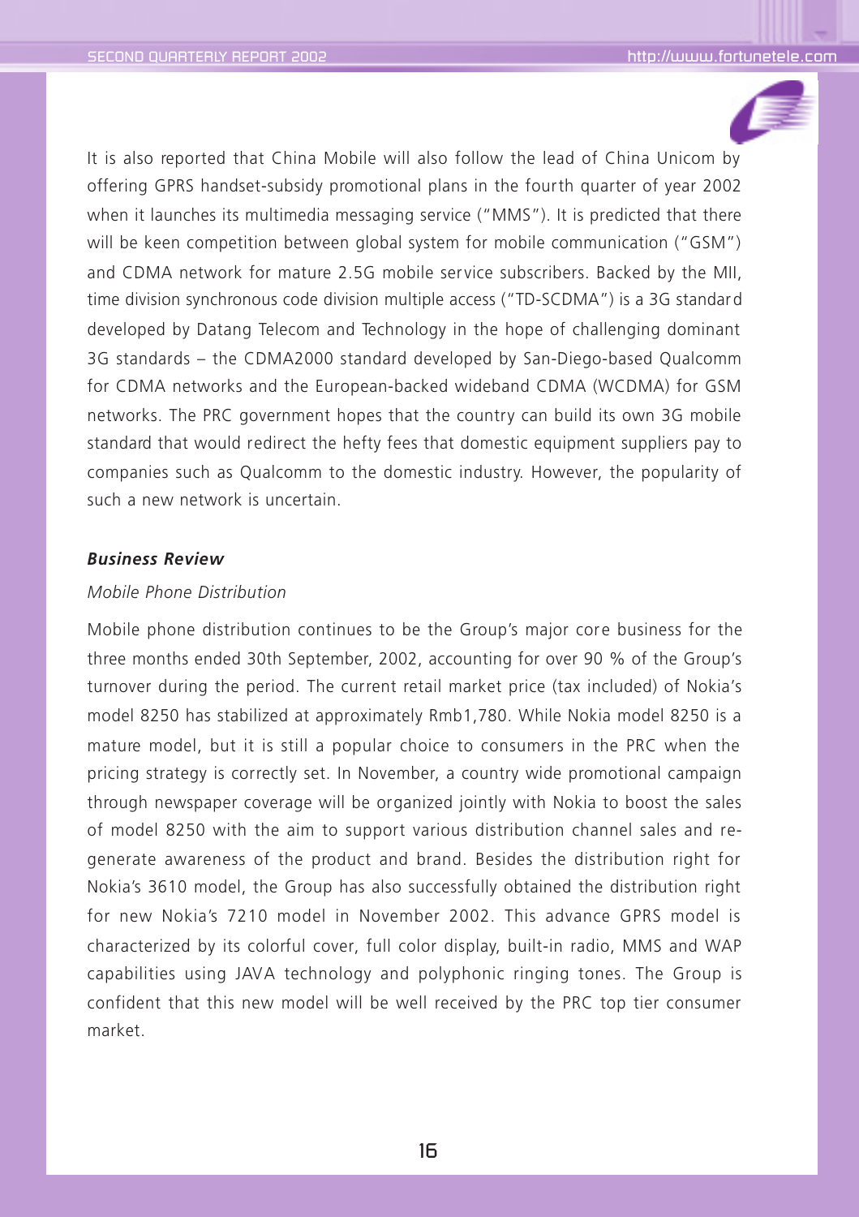It is also reported that China Mobile will also follow the lead of China Unicom by offering GPRS handset-subsidy promotional plans in the fourth quarter of year 2002 when it launches its multimedia messaging service ("MMS"). It is predicted that there will be keen competition between global system for mobile communication ("GSM") and CDMA network for mature 2.5G mobile service subscribers. Backed by the MII, time division synchronous code division multiple access ("TD-SCDMA") is a 3G standard developed by Datang Telecom and Technology in the hope of challenging dominant 3G standards – the CDMA2000 standard developed by San-Diego-based Qualcomm for CDMA networks and the European-backed wideband CDMA (WCDMA) for GSM networks. The PRC government hopes that the country can build its own 3G mobile standard that would redirect the hefty fees that domestic equipment suppliers pay to companies such as Qualcomm to the domestic industry. However, the popularity of such a new network is uncertain.

***Business Review***

*Mobile Phone Distribution*

Mobile phone distribution continues to be the Group's major core business for the three months ended 30th September, 2002, accounting for over 90 % of the Group's turnover during the period. The current retail market price (tax included) of Nokia's model 8250 has stabilized at approximately Rmb1,780. While Nokia model 8250 is a mature model, but it is still a popular choice to consumers in the PRC when the pricing strategy is correctly set. In November, a country wide promotional campaign through newspaper coverage will be organized jointly with Nokia to boost the sales of model 8250 with the aim to support various distribution channel sales and re-generate awareness of the product and brand. Besides the distribution right for Nokia's 3610 model, the Group has also successfully obtained the distribution right for new Nokia's 7210 model in November 2002. This advance GPRS model is characterized by its colorful cover, full color display, built-in radio, MMS and WAP capabilities using JAVA technology and polyphonic ringing tones. The Group is confident that this new model will be well received by the PRC top tier consumer market.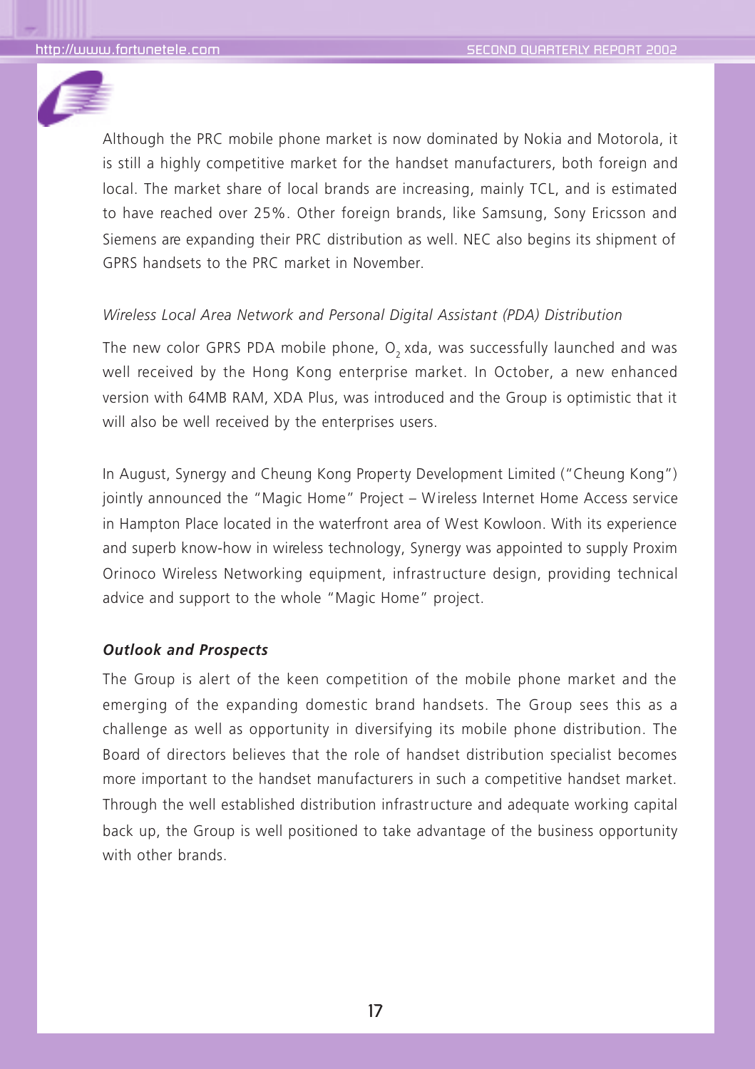Although the PRC mobile phone market is now dominated by Nokia and Motorola, it is still a highly competitive market for the handset manufacturers, both foreign and local. The market share of local brands are increasing, mainly TCL, and is estimated to have reached over 25%. Other foreign brands, like Samsung, Sony Ericsson and Siemens are expanding their PRC distribution as well. NEC also begins its shipment of GPRS handsets to the PRC market in November.

*Wireless Local Area Network and Personal Digital Assistant (PDA) Distribution*

The new color GPRS PDA mobile phone, $O_2$ xda, was successfully launched and was well received by the Hong Kong enterprise market. In October, a new enhanced version with 64MB RAM, XDA Plus, was introduced and the Group is optimistic that it will also be well received by the enterprises users.

In August, Synergy and Cheung Kong Property Development Limited ("Cheung Kong") jointly announced the "Magic Home" Project – Wireless Internet Home Access service in Hampton Place located in the waterfront area of West Kowloon. With its experience and superb know-how in wireless technology, Synergy was appointed to supply Proxim Orinoco Wireless Networking equipment, infrastructure design, providing technical advice and support to the whole "Magic Home" project.

***Outlook and Prospects***

The Group is alert of the keen competition of the mobile phone market and the emerging of the expanding domestic brand handsets. The Group sees this as a challenge as well as opportunity in diversifying its mobile phone distribution. The Board of directors believes that the role of handset distribution specialist becomes more important to the handset manufacturers in such a competitive handset market. Through the well established distribution infrastructure and adequate working capital back up, the Group is well positioned to take advantage of the business opportunity with other brands.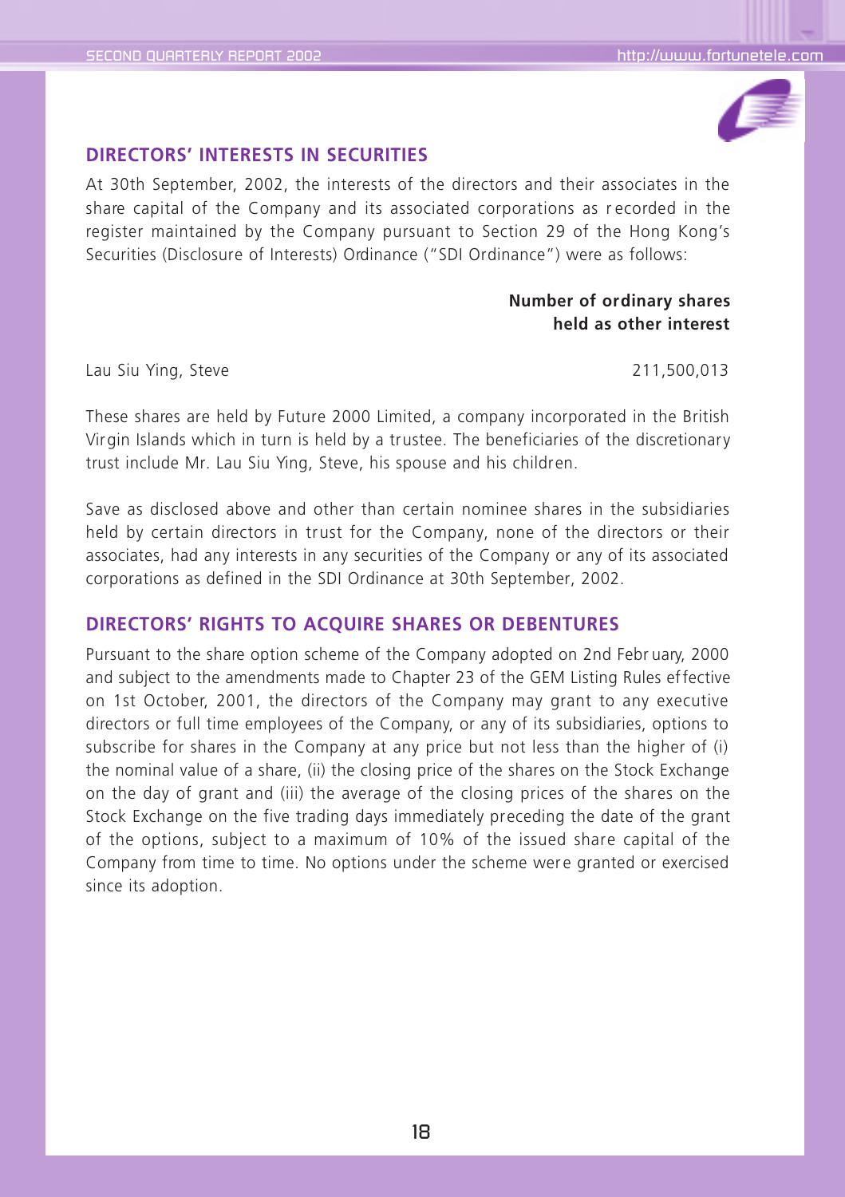## DIRECTORS' INTERESTS IN SECURITIES

At 30th September, 2002, the interests of the directors and their associates in the share capital of the Company and its associated corporations as recorded in the register maintained by the Company pursuant to Section 29 of the Hong Kong's Securities (Disclosure of Interests) Ordinance ("SDI Ordinance") were as follows:

| | Number of ordinary shares held as other interest |
|---|---|
| Lau Siu Ying, Steve | 211,500,013 |

These shares are held by Future 2000 Limited, a company incorporated in the British Virgin Islands which in turn is held by a trustee. The beneficiaries of the discretionary trust include Mr. Lau Siu Ying, Steve, his spouse and his children.

Save as disclosed above and other than certain nominee shares in the subsidiaries held by certain directors in trust for the Company, none of the directors or their associates, had any interests in any securities of the Company or any of its associated corporations as defined in the SDI Ordinance at 30th September, 2002.

## DIRECTORS' RIGHTS TO ACQUIRE SHARES OR DEBENTURES

Pursuant to the share option scheme of the Company adopted on 2nd February, 2000 and subject to the amendments made to Chapter 23 of the GEM Listing Rules effective on 1st October, 2001, the directors of the Company may grant to any executive directors or full time employees of the Company, or any of its subsidiaries, options to subscribe for shares in the Company at any price but not less than the higher of (i) the nominal value of a share, (ii) the closing price of the shares on the Stock Exchange on the day of grant and (iii) the average of the closing prices of the shares on the Stock Exchange on the five trading days immediately preceding the date of the grant of the options, subject to a maximum of 10% of the issued share capital of the Company from time to time. No options under the scheme were granted or exercised since its adoption.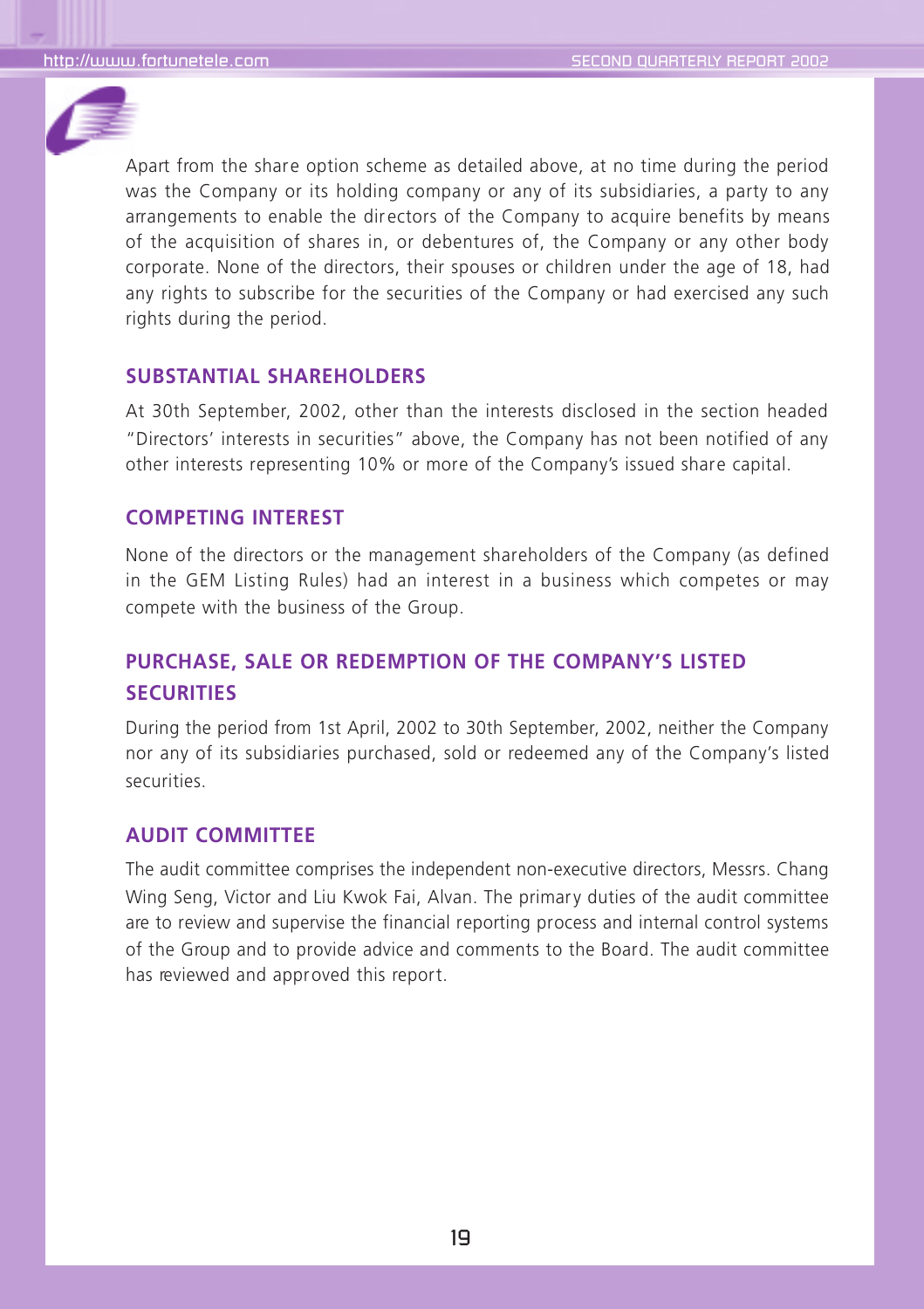Apart from the share option scheme as detailed above, at no time during the period was the Company or its holding company or any of its subsidiaries, a party to any arrangements to enable the directors of the Company to acquire benefits by means of the acquisition of shares in, or debentures of, the Company or any other body corporate. None of the directors, their spouses or children under the age of 18, had any rights to subscribe for the securities of the Company or had exercised any such rights during the period.

## SUBSTANTIAL SHAREHOLDERS

At 30th September, 2002, other than the interests disclosed in the section headed "Directors' interests in securities" above, the Company has not been notified of any other interests representing 10% or more of the Company's issued share capital.

## COMPETING INTEREST

None of the directors or the management shareholders of the Company (as defined in the GEM Listing Rules) had an interest in a business which competes or may compete with the business of the Group.

## PURCHASE, SALE OR REDEMPTION OF THE COMPANY'S LISTED SECURITIES

During the period from 1st April, 2002 to 30th September, 2002, neither the Company nor any of its subsidiaries purchased, sold or redeemed any of the Company's listed securities.

## AUDIT COMMITTEE

The audit committee comprises the independent non-executive directors, Messrs. Chang Wing Seng, Victor and Liu Kwok Fai, Alvan. The primary duties of the audit committee are to review and supervise the financial reporting process and internal control systems of the Group and to provide advice and comments to the Board. The audit committee has reviewed and approved this report.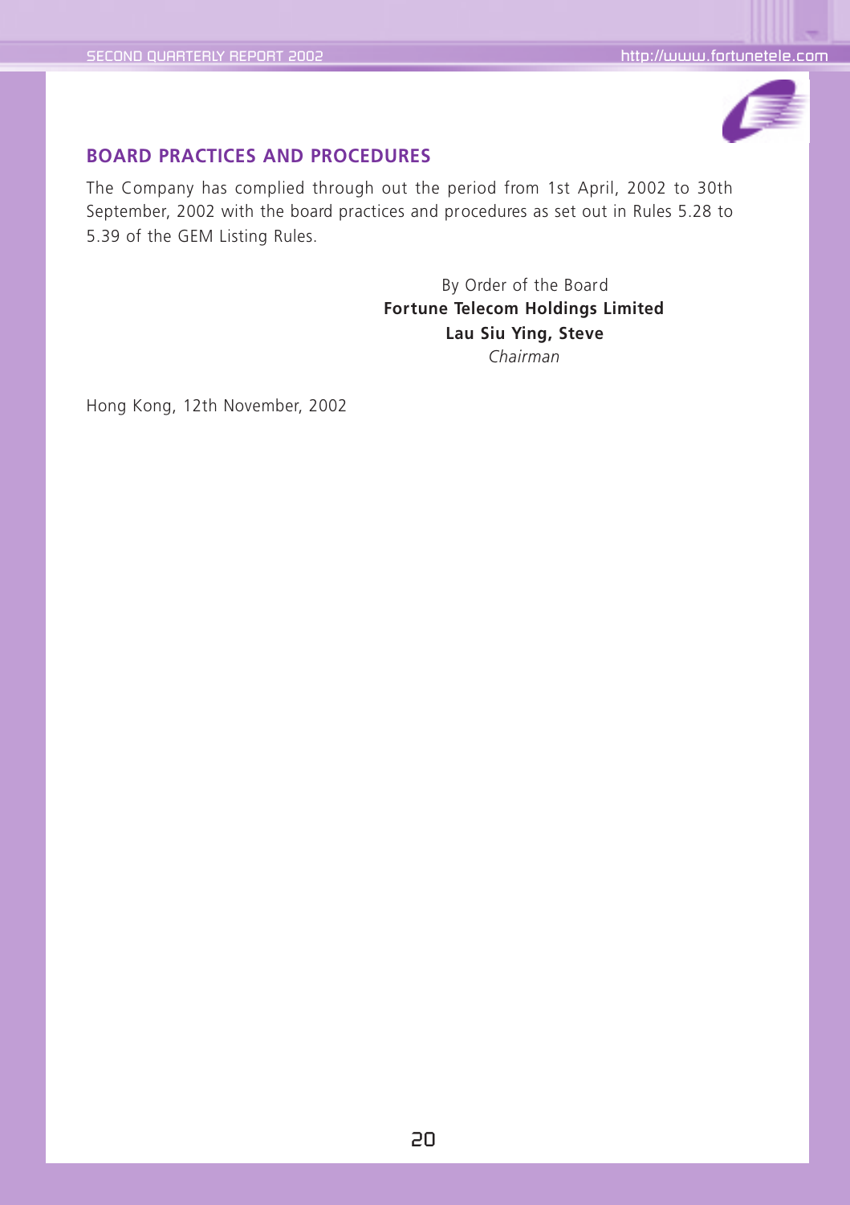## BOARD PRACTICES AND PROCEDURES

The Company has complied through out the period from 1st April, 2002 to 30th September, 2002 with the board practices and procedures as set out in Rules 5.28 to 5.39 of the GEM Listing Rules.

By Order of the Board
**Fortune Telecom Holdings Limited**
**Lau Siu Ying, Steve**
*Chairman*

Hong Kong, 12th November, 2002